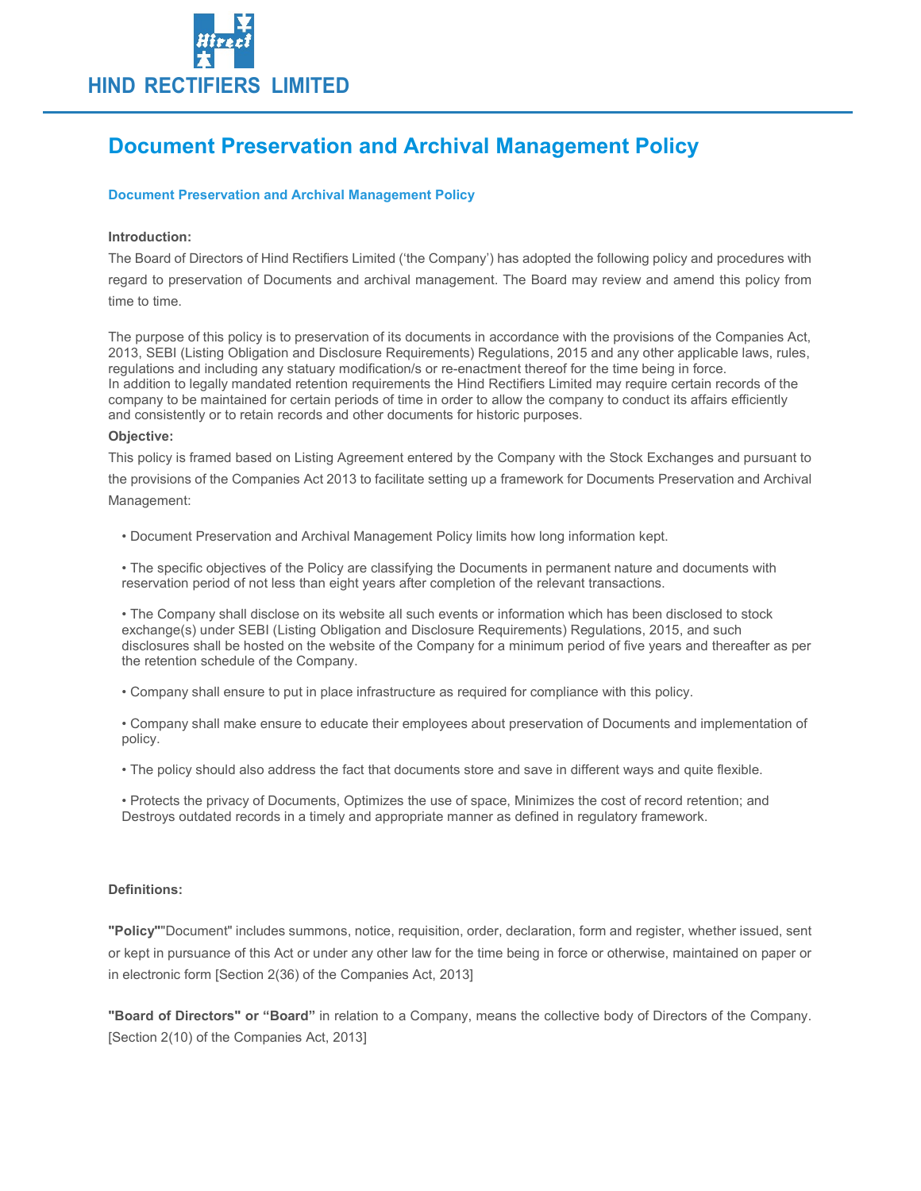# HIND RECTIFIERS LIMITED

## Document Preservation and Archival Management Policy

### Document Preservation and Archival Management Policy

**Introduction:**

The Board of Directors of Hind Rectifiers Limited ('the Company') has adopted the following policy and procedures with regard to preservation of Documents and archival management. The Board may review and amend this policy from time to time.

The purpose of this policy is to preservation of its documents in accordance with the provisions of the Companies Act, 2013, SEBI (Listing Obligation and Disclosure Requirements) Regulations, 2015 and any other applicable laws, rules, regulations and including any statuary modification/s or re-enactment thereof for the time being in force.
In addition to legally mandated retention requirements the Hind Rectifiers Limited may require certain records of the company to be maintained for certain periods of time in order to allow the company to conduct its affairs efficiently and consistently or to retain records and other documents for historic purposes.

**Objective:**

This policy is framed based on Listing Agreement entered by the Company with the Stock Exchanges and pursuant to the provisions of the Companies Act 2013 to facilitate setting up a framework for Documents Preservation and Archival Management:

- Document Preservation and Archival Management Policy limits how long information kept.
- The specific objectives of the Policy are classifying the Documents in permanent nature and documents with reservation period of not less than eight years after completion of the relevant transactions.
- The Company shall disclose on its website all such events or information which has been disclosed to stock exchange(s) under SEBI (Listing Obligation and Disclosure Requirements) Regulations, 2015, and such disclosures shall be hosted on the website of the Company for a minimum period of five years and thereafter as per the retention schedule of the Company.
- Company shall ensure to put in place infrastructure as required for compliance with this policy.
- Company shall make ensure to educate their employees about preservation of Documents and implementation of policy.
- The policy should also address the fact that documents store and save in different ways and quite flexible.
- Protects the privacy of Documents, Optimizes the use of space, Minimizes the cost of record retention; and Destroys outdated records in a timely and appropriate manner as defined in regulatory framework.

**Definitions:**

**"Policy""**Document" includes summons, notice, requisition, order, declaration, form and register, whether issued, sent or kept in pursuance of this Act or under any other law for the time being in force or otherwise, maintained on paper or in electronic form [Section 2(36) of the Companies Act, 2013]

**"Board of Directors" or "Board"** in relation to a Company, means the collective body of Directors of the Company. [Section 2(10) of the Companies Act, 2013]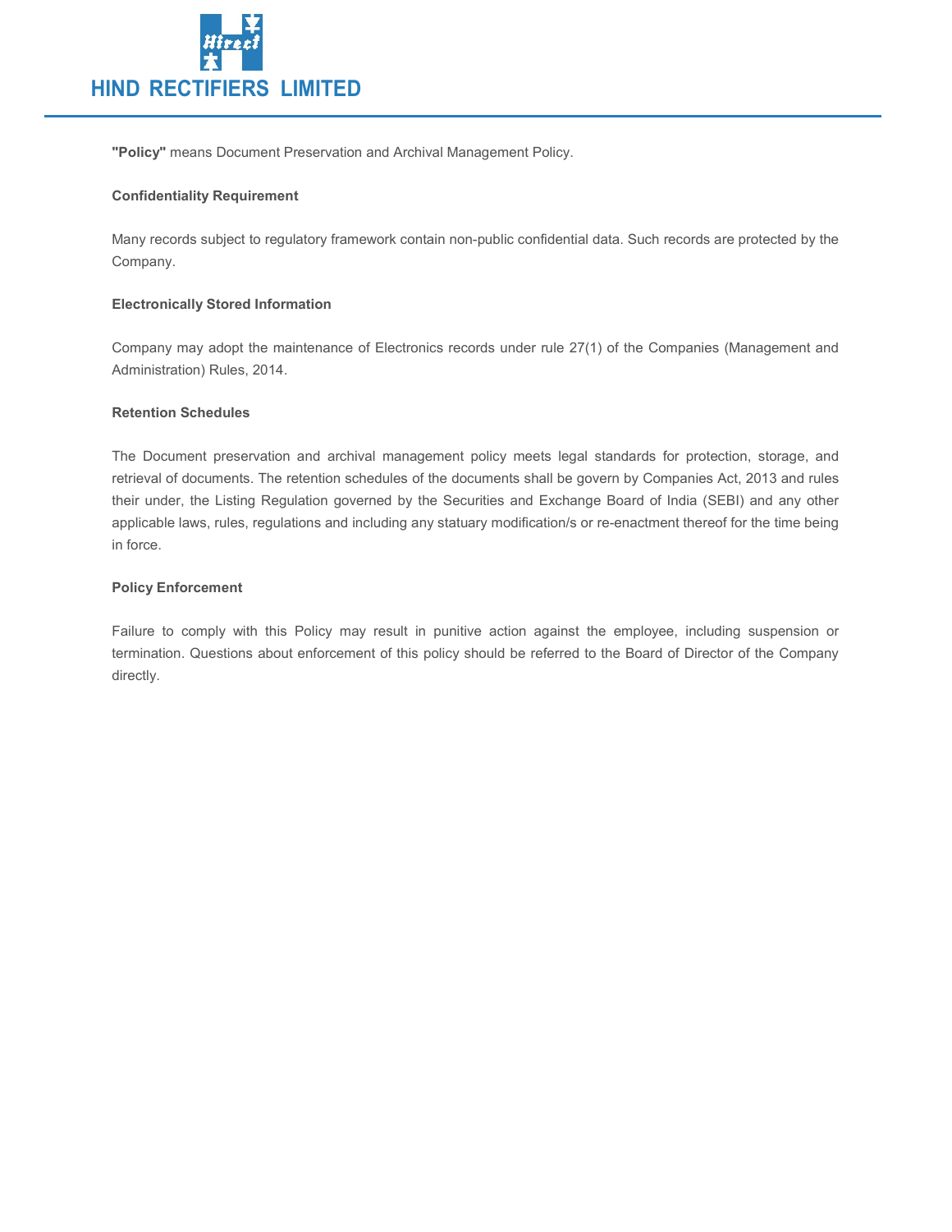**"Policy"** means Document Preservation and Archival Management Policy.

**Confidentiality Requirement**

Many records subject to regulatory framework contain non-public confidential data. Such records are protected by the Company.

**Electronically Stored Information**

Company may adopt the maintenance of Electronics records under rule 27(1) of the Companies (Management and Administration) Rules, 2014.

**Retention Schedules**

The Document preservation and archival management policy meets legal standards for protection, storage, and retrieval of documents. The retention schedules of the documents shall be govern by Companies Act, 2013 and rules their under, the Listing Regulation governed by the Securities and Exchange Board of India (SEBI) and any other applicable laws, rules, regulations and including any statuary modification/s or re-enactment thereof for the time being in force.

**Policy Enforcement**

Failure to comply with this Policy may result in punitive action against the employee, including suspension or termination. Questions about enforcement of this policy should be referred to the Board of Director of the Company directly.